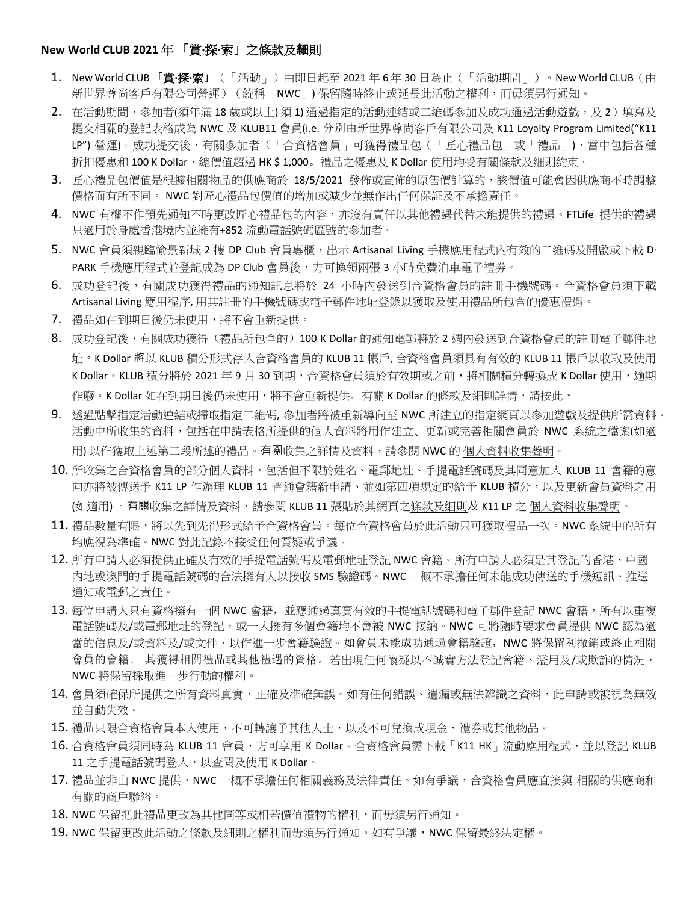**New World CLUB 2021 年 「賞·探·索」之條款及細則**

1. New World CLUB **「賞·探·索」**（「活動」）由即日起至 2021 年 6 年 30 日為止（「活動期間」）。New World CLUB（由新世界尊尚客戶有限公司營運）（統稱「NWC」) 保留隨時終止或延長此活動之權利，而毋須另行通知。
2. 在活動期間，參加者(須年滿 18 歲或以上) 須 1) 通過指定的活動連結或二維碼參加及成功通過活動遊戲，及 2）填寫及提交相關的登記表格成為 NWC 及 KLUB11 會員(i.e. 分別由新世界尊尚客戶有限公司及 K11 Loyalty Program Limited("K11 LP") 營運)。成功提交後，有關參加者（「合資格會員」可獲得禮品包（「匠心禮品包」或「禮品」)，當中包括各種折扣優惠和 100 K Dollar，總價值超過 HK $ 1,000。 禮品之優惠及 K Dollar 使用均受有關條款及細則約束。
3. 匠心禮品包價值是根據相關物品的供應商於 18/5/2021 發佈或宣佈的原售價計算的，該價值可能會因供應商不時調整價格而有所不同。 NWC 對匠心禮品包價值的增加或減少並無作出任何保証及不承擔責任。
4. NWC 有權不作預先通知不時更改匠心禮品包的內容，亦沒有責任以其他禮遇代替未能提供的禮遇。FTLife 提供的禮遇只適用於身處香港境內並擁有+852 流動電話號碼區號的參加者。
5. NWC 會員須親臨愉景新城 2 樓 DP Club 會員專櫃，出示 Artisanal Living 手機應用程式內有效的二維碼及開啟或下載 D·PARK 手機應用程式並登記成為 DP Club 會員後，方可換領兩張 3 小時免費泊車電子禮券。
6. 成功登記後，有關成功獲得禮品的通知訊息將於 24 小時內發送到合資格會員的註冊手機號碼。 合資格會員須下載 Artisanal Living 應用程序, 用其註冊的手機號碼或電子郵件地址登錄以獲取及使用禮品所包含的優惠禮遇。
7. 禮品如在到期日後仍未使用，將不會重新提供。
8. 成功登記後，有關成功獲得（禮品所包含的）100 K Dollar 的通知電郵將於 2 週內發送到合資格會員的註冊電子郵件地址。K Dollar 將以 KLUB 積分形式存入合資格會員的 KLUB 11 帳戶, 合資格會員須具有有效的 KLUB 11 帳戶以收取及使用 K Dollar。KLUB 積分將於 2021 年 9 月 30 到期，合資格會員須於有效期或之前，將相關積分轉換成 K Dollar 使用，逾期作廢。K Dollar 如在到期日後仍未使用，將不會重新提供。 有關 K Dollar 的條款及細則詳情，請按此。
9. 透過點擊指定活動連結或掃取指定二維碼, 參加者將被重新導向至 NWC 所建立的指定網頁以參加遊戲及提供所需資料。活動中所收集的資料，包括在申請表格所提供的個人資料將用作建立、更新或完善相關會員於 NWC 系統之檔案(如適用) 以作獲取上述第二段所述的禮品。有關收集之詳情及資料，請參閱 NWC 的 個人資料收集聲明。
10. 所收集之合資格會員的部分個人資料，包括但不限於姓名、電郵地址、手提電話號碼及其同意加入 KLUB 11 會籍的意向亦將被傳送予 K11 LP 作辦理 KLUB 11 普通會籍新申請、並如第四項規定的給予 KLUB 積分，以及更新會員資料之用 (如適用) 。有關收集之詳情及資料，請參閱 KLUB 11 張貼於其網頁之條款及細則及 K11 LP 之 個人資料收集聲明。
11. 禮品數量有限，將以先到先得形式給予合資格會員。每位合資格會員於此活動只可獲取禮品一次。NWC 系統中的所有均應視為準確。NWC 對此記錄不接受任何質疑或爭議。
12. 所有申請人必須提供正確及有效的手提電話號碼及電郵地址登記 NWC 會籍。所有申請人必須是其登記的香港、中國內地或澳門的手提電話號碼的合法擁有人以接收 SMS 驗證碼。NWC 一概不承擔任何未能成功傳送的手機短訊、推送通知或電郵之責任。
13. 每位申請人只有資格擁有一個 NWC 會籍，並應通過真實有效的手提電話號碼和電子郵件登記 NWC 會籍，所有以重複電話號碼及/或電郵地址的登記，或一人擁有多個會籍均不會被 NWC 接納。NWC 可將隨時要求會員提供 NWC 認為適當的信息及/或資料及/或文件，以作進一步會籍驗證。如會員未能成功通過會籍驗證，NWC 將保留利撤銷或終止相關會員的會籍、 其獲得相關禮品或其他禮遇的資格。 若出現任何懷疑以不誠實方法登記會籍、濫用及/或欺詐的情況，NWC 將保留採取進一步行動的權利。
14. 會員須確保所提供之所有資料真實，正確及準確無誤。如有任何錯誤、遺漏或無法辨識之資料，此申請或被視為無效並自動失效。
15. 禮品只限合資格會員本人使用，不可轉讓予其他人士，以及不可兌換成現金、禮券或其他物品。
16. 合資格會員須同時為 KLUB 11 會員，方可享用 K Dollar。合資格會員需下載「K11 HK」流動應用程式，並以登記 KLUB 11 之手提電話號碼登入，以查閱及使用 K Dollar。
17. 禮品並非由 NWC 提供，NWC 一概不承擔任何相關義務及法律責任。如有爭議，合資格會員應直接與 相關的供應商和有關的商戶聯絡。
18. NWC 保留把此禮品更改為其他同等或相若價值禮物的權利，而毋須另行通知。
19. NWC 保留更改此活動之條款及細則之權利而毋須另行通知。如有爭議，NWC 保留最終決定權。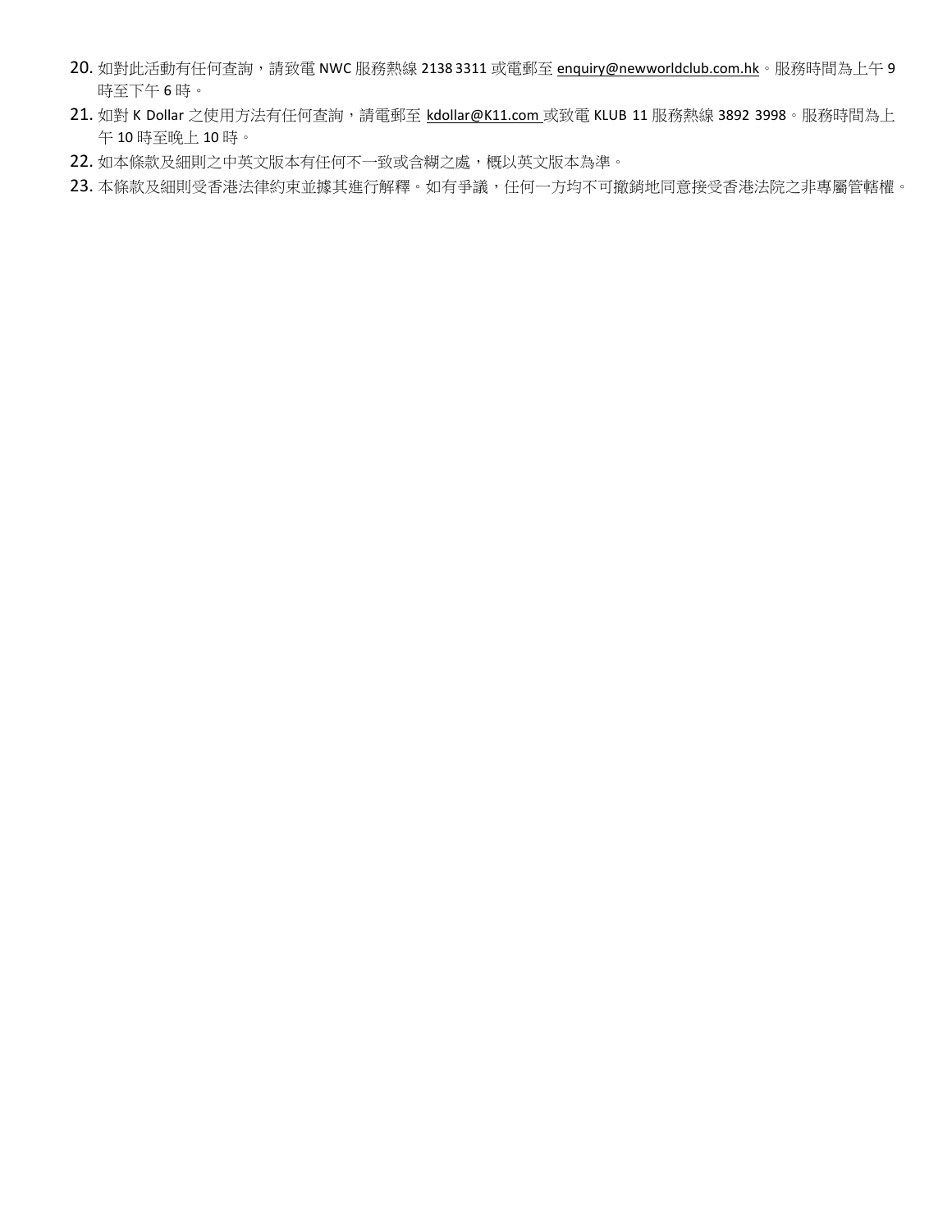20. 如對此活動有任何查詢，請致電 NWC 服務熱線 2138 3311 或電郵至 enquiry@newworldclub.com.hk。服務時間為上午 9 時至下午 6 時。
21. 如對 K Dollar 之使用方法有任何查詢，請電郵至 kdollar@K11.com 或致電 KLUB 11 服務熱線 3892 3998。服務時間為上午 10 時至晚上 10 時。
22. 如本條款及細則之中英文版本有任何不一致或含糊之處，概以英文版本為準。
23. 本條款及細則受香港法律約束並據其進行解釋。如有爭議，任何一方均不可撤銷地同意接受香港法院之非專屬管轄權。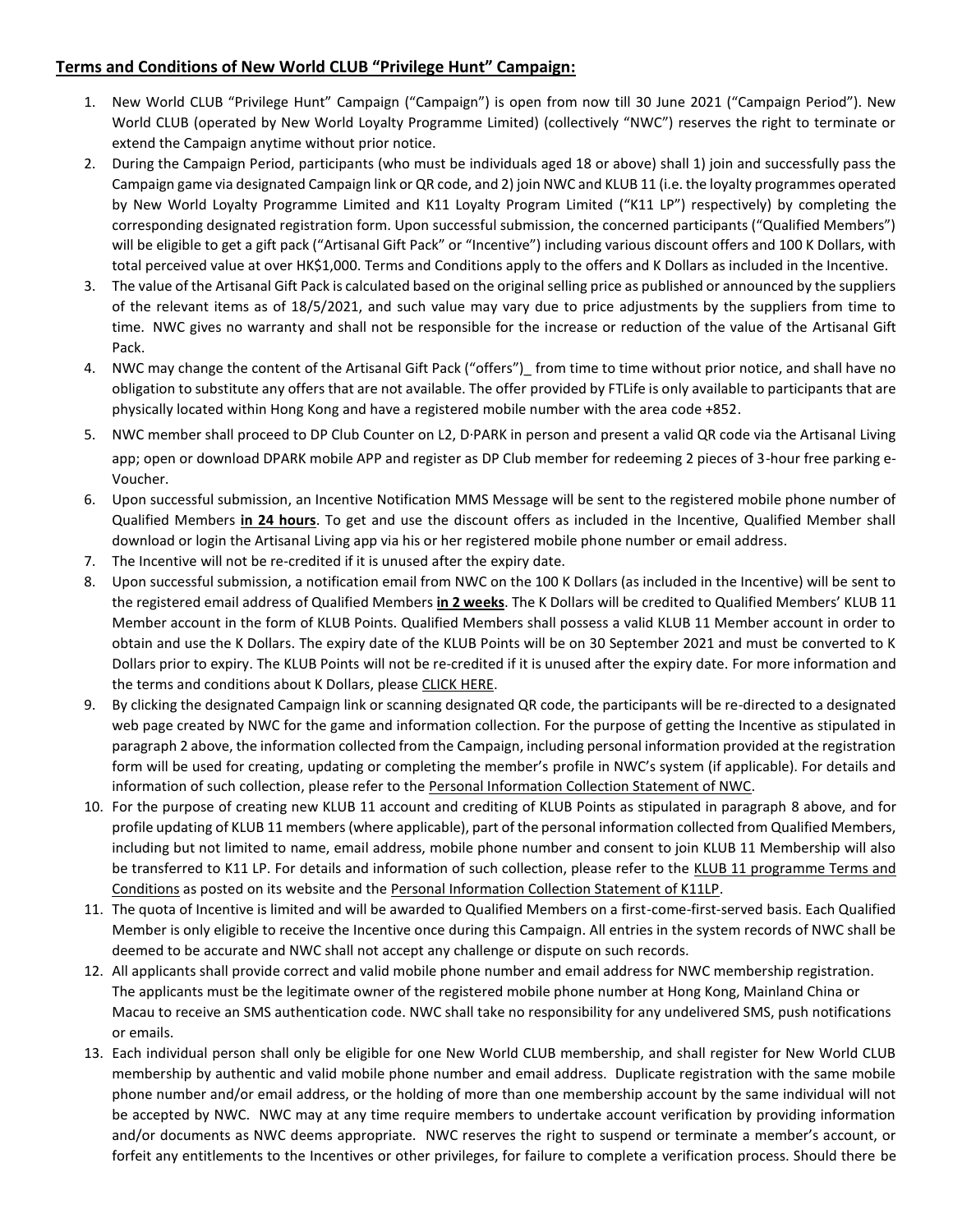## **Terms and Conditions of New World CLUB "Privilege Hunt" Campaign:**

1. New World CLUB "Privilege Hunt" Campaign ("Campaign") is open from now till 30 June 2021 ("Campaign Period"). New World CLUB (operated by New World Loyalty Programme Limited) (collectively "NWC") reserves the right to terminate or extend the Campaign anytime without prior notice.
2. During the Campaign Period, participants (who must be individuals aged 18 or above) shall 1) join and successfully pass the Campaign game via designated Campaign link or QR code, and 2) join NWC and KLUB 11 (i.e. the loyalty programmes operated by New World Loyalty Programme Limited and K11 Loyalty Program Limited ("K11 LP") respectively) by completing the corresponding designated registration form. Upon successful submission, the concerned participants ("Qualified Members") will be eligible to get a gift pack ("Artisanal Gift Pack" or "Incentive") including various discount offers and 100 K Dollars, with total perceived value at over HK$1,000. Terms and Conditions apply to the offers and K Dollars as included in the Incentive.
3. The value of the Artisanal Gift Pack is calculated based on the original selling price as published or announced by the suppliers of the relevant items as of 18/5/2021, and such value may vary due to price adjustments by the suppliers from time to time. NWC gives no warranty and shall not be responsible for the increase or reduction of the value of the Artisanal Gift Pack.
4. NWC may change the content of the Artisanal Gift Pack ("offers")_ from time to time without prior notice, and shall have no obligation to substitute any offers that are not available. The offer provided by FTLife is only available to participants that are physically located within Hong Kong and have a registered mobile number with the area code +852.
5. NWC member shall proceed to DP Club Counter on L2, D·PARK in person and present a valid QR code via the Artisanal Living app; open or download DPARK mobile APP and register as DP Club member for redeeming 2 pieces of 3-hour free parking e-Voucher.
6. Upon successful submission, an Incentive Notification MMS Message will be sent to the registered mobile phone number of Qualified Members **in 24 hours**. To get and use the discount offers as included in the Incentive, Qualified Member shall download or login the Artisanal Living app via his or her registered mobile phone number or email address.
7. The Incentive will not be re-credited if it is unused after the expiry date.
8. Upon successful submission, a notification email from NWC on the 100 K Dollars (as included in the Incentive) will be sent to the registered email address of Qualified Members **in 2 weeks**. The K Dollars will be credited to Qualified Members' KLUB 11 Member account in the form of KLUB Points. Qualified Members shall possess a valid KLUB 11 Member account in order to obtain and use the K Dollars. The expiry date of the KLUB Points will be on 30 September 2021 and must be converted to K Dollars prior to expiry. The KLUB Points will not be re-credited if it is unused after the expiry date. For more information and the terms and conditions about K Dollars, please CLICK HERE.
9. By clicking the designated Campaign link or scanning designated QR code, the participants will be re-directed to a designated web page created by NWC for the game and information collection. For the purpose of getting the Incentive as stipulated in paragraph 2 above, the information collected from the Campaign, including personal information provided at the registration form will be used for creating, updating or completing the member's profile in NWC's system (if applicable). For details and information of such collection, please refer to the Personal Information Collection Statement of NWC.
10. For the purpose of creating new KLUB 11 account and crediting of KLUB Points as stipulated in paragraph 8 above, and for profile updating of KLUB 11 members (where applicable), part of the personal information collected from Qualified Members, including but not limited to name, email address, mobile phone number and consent to join KLUB 11 Membership will also be transferred to K11 LP. For details and information of such collection, please refer to the KLUB 11 programme Terms and Conditions as posted on its website and the Personal Information Collection Statement of K11LP.
11. The quota of Incentive is limited and will be awarded to Qualified Members on a first-come-first-served basis. Each Qualified Member is only eligible to receive the Incentive once during this Campaign. All entries in the system records of NWC shall be deemed to be accurate and NWC shall not accept any challenge or dispute on such records.
12. All applicants shall provide correct and valid mobile phone number and email address for NWC membership registration. The applicants must be the legitimate owner of the registered mobile phone number at Hong Kong, Mainland China or Macau to receive an SMS authentication code. NWC shall take no responsibility for any undelivered SMS, push notifications or emails.
13. Each individual person shall only be eligible for one New World CLUB membership, and shall register for New World CLUB membership by authentic and valid mobile phone number and email address. Duplicate registration with the same mobile phone number and/or email address, or the holding of more than one membership account by the same individual will not be accepted by NWC. NWC may at any time require members to undertake account verification by providing information and/or documents as NWC deems appropriate. NWC reserves the right to suspend or terminate a member's account, or forfeit any entitlements to the Incentives or other privileges, for failure to complete a verification process. Should there be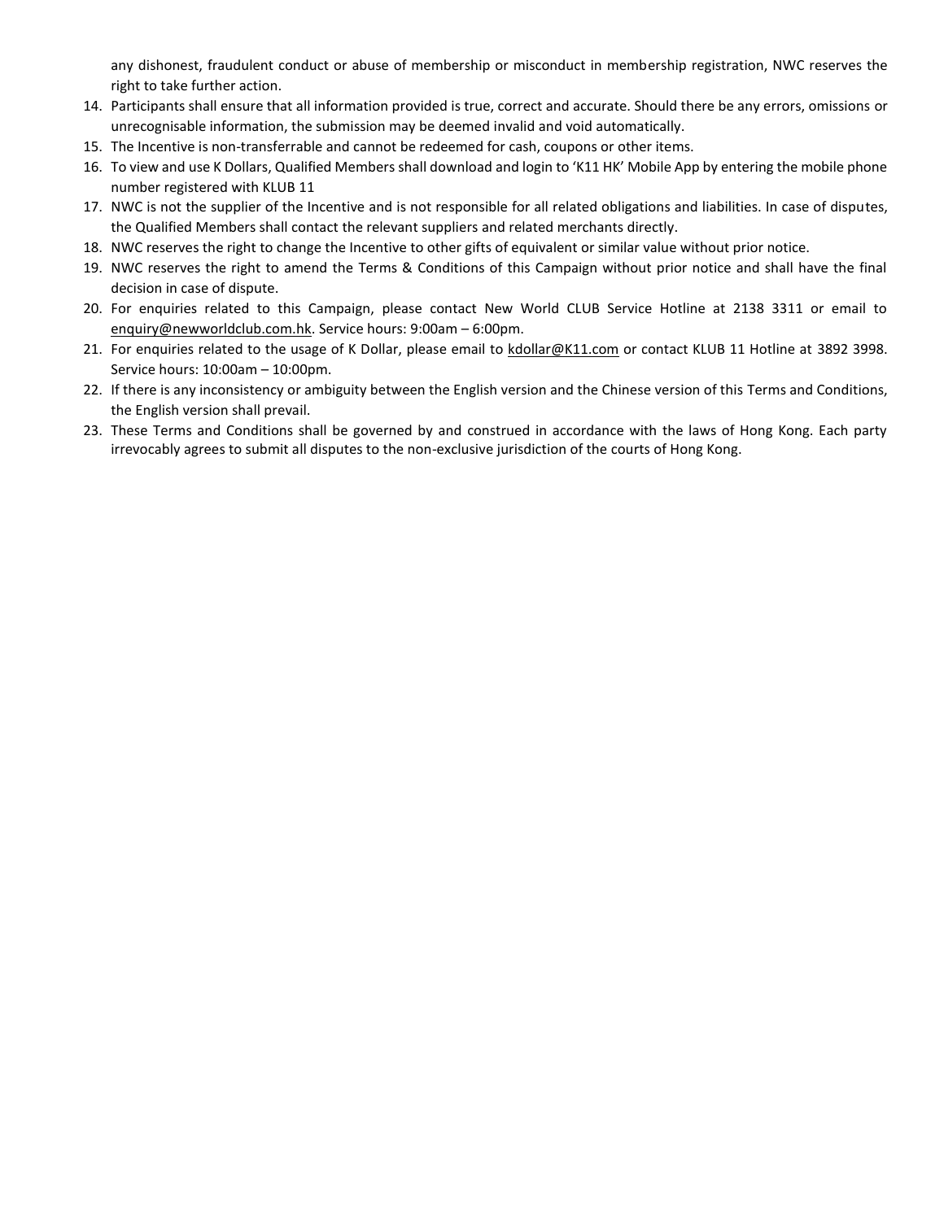any dishonest, fraudulent conduct or abuse of membership or misconduct in membership registration, NWC reserves the right to take further action.

14. Participants shall ensure that all information provided is true, correct and accurate. Should there be any errors, omissions or unrecognisable information, the submission may be deemed invalid and void automatically.
15. The Incentive is non-transferrable and cannot be redeemed for cash, coupons or other items.
16. To view and use K Dollars, Qualified Members shall download and login to 'K11 HK' Mobile App by entering the mobile phone number registered with KLUB 11
17. NWC is not the supplier of the Incentive and is not responsible for all related obligations and liabilities. In case of disputes, the Qualified Members shall contact the relevant suppliers and related merchants directly.
18. NWC reserves the right to change the Incentive to other gifts of equivalent or similar value without prior notice.
19. NWC reserves the right to amend the Terms & Conditions of this Campaign without prior notice and shall have the final decision in case of dispute.
20. For enquiries related to this Campaign, please contact New World CLUB Service Hotline at 2138 3311 or email to enquiry@newworldclub.com.hk. Service hours: 9:00am – 6:00pm.
21. For enquiries related to the usage of K Dollar, please email to kdollar@K11.com or contact KLUB 11 Hotline at 3892 3998. Service hours: 10:00am – 10:00pm.
22. If there is any inconsistency or ambiguity between the English version and the Chinese version of this Terms and Conditions, the English version shall prevail.
23. These Terms and Conditions shall be governed by and construed in accordance with the laws of Hong Kong. Each party irrevocably agrees to submit all disputes to the non-exclusive jurisdiction of the courts of Hong Kong.